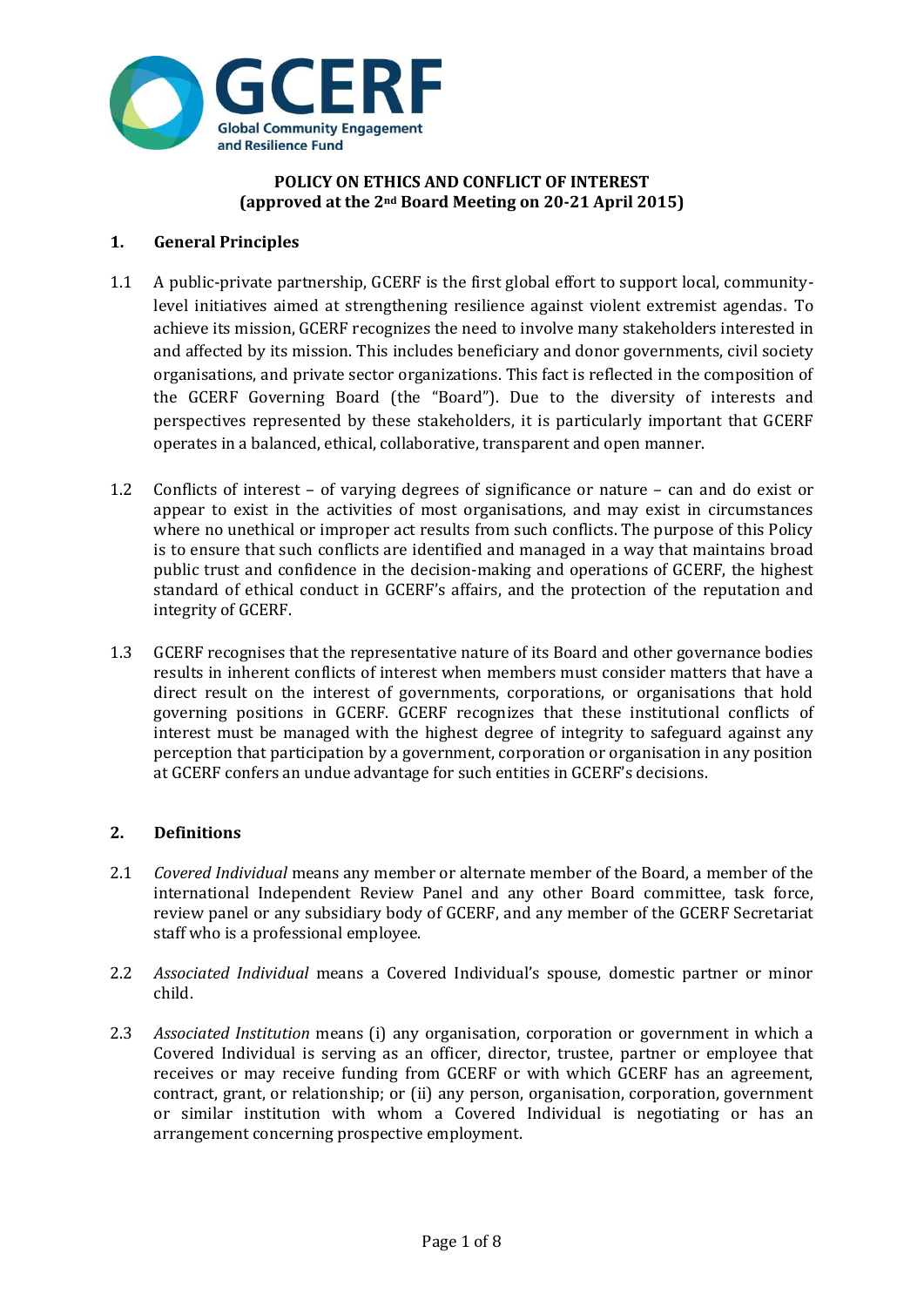**POLICY ON ETHICS AND CONFLICT OF INTEREST**
**(approved at the 2nd Board Meeting on 20-21 April 2015)**

## 1. General Principles

1.1 A public-private partnership, GCERF is the first global effort to support local, community-level initiatives aimed at strengthening resilience against violent extremist agendas. To achieve its mission, GCERF recognizes the need to involve many stakeholders interested in and affected by its mission. This includes beneficiary and donor governments, civil society organisations, and private sector organizations. This fact is reflected in the composition of the GCERF Governing Board (the "Board"). Due to the diversity of interests and perspectives represented by these stakeholders, it is particularly important that GCERF operates in a balanced, ethical, collaborative, transparent and open manner.

1.2 Conflicts of interest – of varying degrees of significance or nature – can and do exist or appear to exist in the activities of most organisations, and may exist in circumstances where no unethical or improper act results from such conflicts. The purpose of this Policy is to ensure that such conflicts are identified and managed in a way that maintains broad public trust and confidence in the decision-making and operations of GCERF, the highest standard of ethical conduct in GCERF's affairs, and the protection of the reputation and integrity of GCERF.

1.3 GCERF recognises that the representative nature of its Board and other governance bodies results in inherent conflicts of interest when members must consider matters that have a direct result on the interest of governments, corporations, or organisations that hold governing positions in GCERF. GCERF recognizes that these institutional conflicts of interest must be managed with the highest degree of integrity to safeguard against any perception that participation by a government, corporation or organisation in any position at GCERF confers an undue advantage for such entities in GCERF's decisions.

## 2. Definitions

2.1 *Covered Individual* means any member or alternate member of the Board, a member of the international Independent Review Panel and any other Board committee, task force, review panel or any subsidiary body of GCERF, and any member of the GCERF Secretariat staff who is a professional employee.

2.2 *Associated Individual* means a Covered Individual's spouse, domestic partner or minor child.

2.3 *Associated Institution* means (i) any organisation, corporation or government in which a Covered Individual is serving as an officer, director, trustee, partner or employee that receives or may receive funding from GCERF or with which GCERF has an agreement, contract, grant, or relationship; or (ii) any person, organisation, corporation, government or similar institution with whom a Covered Individual is negotiating or has an arrangement concerning prospective employment.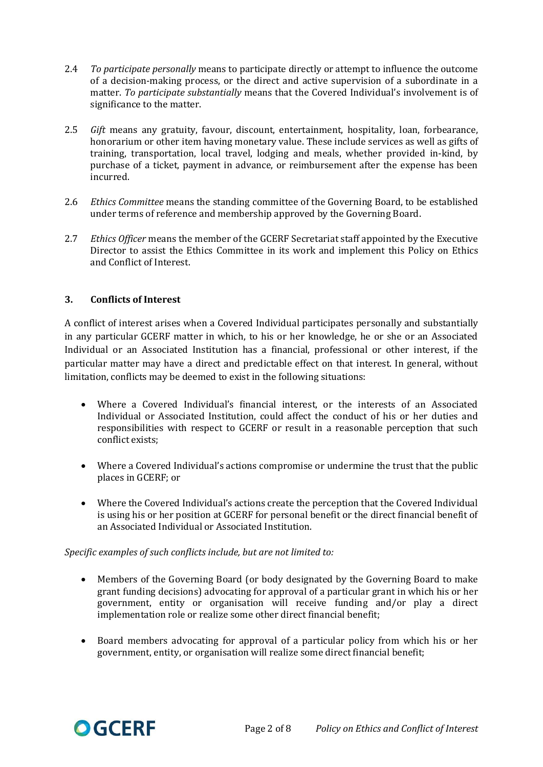2.4 *To participate personally* means to participate directly or attempt to influence the outcome of a decision-making process, or the direct and active supervision of a subordinate in a matter. *To participate substantially* means that the Covered Individual's involvement is of significance to the matter.

2.5 *Gift* means any gratuity, favour, discount, entertainment, hospitality, loan, forbearance, honorarium or other item having monetary value. These include services as well as gifts of training, transportation, local travel, lodging and meals, whether provided in-kind, by purchase of a ticket, payment in advance, or reimbursement after the expense has been incurred.

2.6 *Ethics Committee* means the standing committee of the Governing Board, to be established under terms of reference and membership approved by the Governing Board.

2.7 *Ethics Officer* means the member of the GCERF Secretariat staff appointed by the Executive Director to assist the Ethics Committee in its work and implement this Policy on Ethics and Conflict of Interest.

## 3. Conflicts of Interest

A conflict of interest arises when a Covered Individual participates personally and substantially in any particular GCERF matter in which, to his or her knowledge, he or she or an Associated Individual or an Associated Institution has a financial, professional or other interest, if the particular matter may have a direct and predictable effect on that interest. In general, without limitation, conflicts may be deemed to exist in the following situations:

- Where a Covered Individual's financial interest, or the interests of an Associated Individual or Associated Institution, could affect the conduct of his or her duties and responsibilities with respect to GCERF or result in a reasonable perception that such conflict exists;
- Where a Covered Individual's actions compromise or undermine the trust that the public places in GCERF; or
- Where the Covered Individual's actions create the perception that the Covered Individual is using his or her position at GCERF for personal benefit or the direct financial benefit of an Associated Individual or Associated Institution.

*Specific examples of such conflicts include, but are not limited to:*

- Members of the Governing Board (or body designated by the Governing Board to make grant funding decisions) advocating for approval of a particular grant in which his or her government, entity or organisation will receive funding and/or play a direct implementation role or realize some other direct financial benefit;
- Board members advocating for approval of a particular policy from which his or her government, entity, or organisation will realize some direct financial benefit;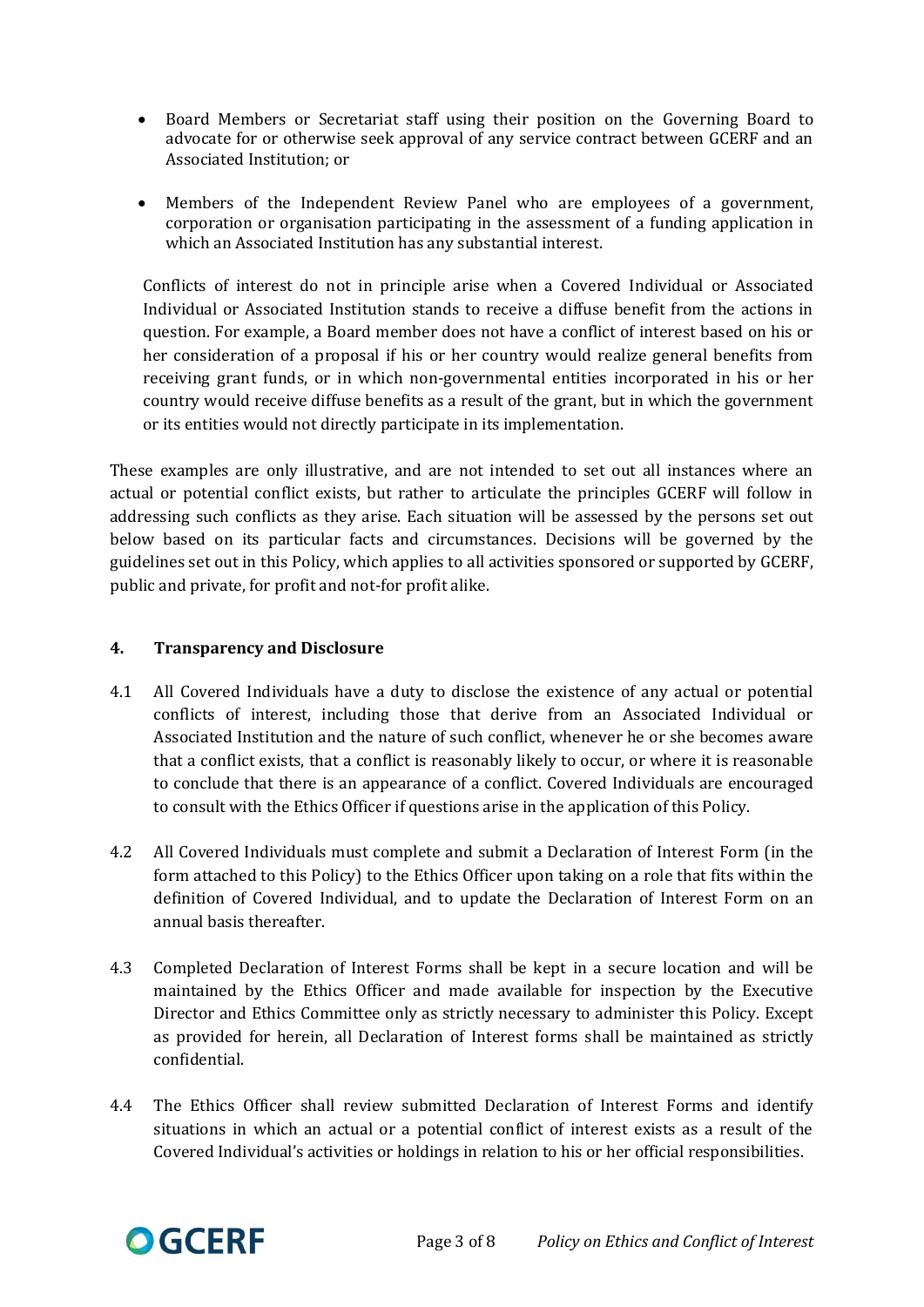- Board Members or Secretariat staff using their position on the Governing Board to advocate for or otherwise seek approval of any service contract between GCERF and an Associated Institution; or

- Members of the Independent Review Panel who are employees of a government, corporation or organisation participating in the assessment of a funding application in which an Associated Institution has any substantial interest.

Conflicts of interest do not in principle arise when a Covered Individual or Associated Individual or Associated Institution stands to receive a diffuse benefit from the actions in question. For example, a Board member does not have a conflict of interest based on his or her consideration of a proposal if his or her country would realize general benefits from receiving grant funds, or in which non-governmental entities incorporated in his or her country would receive diffuse benefits as a result of the grant, but in which the government or its entities would not directly participate in its implementation.

These examples are only illustrative, and are not intended to set out all instances where an actual or potential conflict exists, but rather to articulate the principles GCERF will follow in addressing such conflicts as they arise. Each situation will be assessed by the persons set out below based on its particular facts and circumstances. Decisions will be governed by the guidelines set out in this Policy, which applies to all activities sponsored or supported by GCERF, public and private, for profit and not-for profit alike.

## 4. Transparency and Disclosure

4.1 All Covered Individuals have a duty to disclose the existence of any actual or potential conflicts of interest, including those that derive from an Associated Individual or Associated Institution and the nature of such conflict, whenever he or she becomes aware that a conflict exists, that a conflict is reasonably likely to occur, or where it is reasonable to conclude that there is an appearance of a conflict. Covered Individuals are encouraged to consult with the Ethics Officer if questions arise in the application of this Policy.

4.2 All Covered Individuals must complete and submit a Declaration of Interest Form (in the form attached to this Policy) to the Ethics Officer upon taking on a role that fits within the definition of Covered Individual, and to update the Declaration of Interest Form on an annual basis thereafter.

4.3 Completed Declaration of Interest Forms shall be kept in a secure location and will be maintained by the Ethics Officer and made available for inspection by the Executive Director and Ethics Committee only as strictly necessary to administer this Policy. Except as provided for herein, all Declaration of Interest forms shall be maintained as strictly confidential.

4.4 The Ethics Officer shall review submitted Declaration of Interest Forms and identify situations in which an actual or a potential conflict of interest exists as a result of the Covered Individual's activities or holdings in relation to his or her official responsibilities.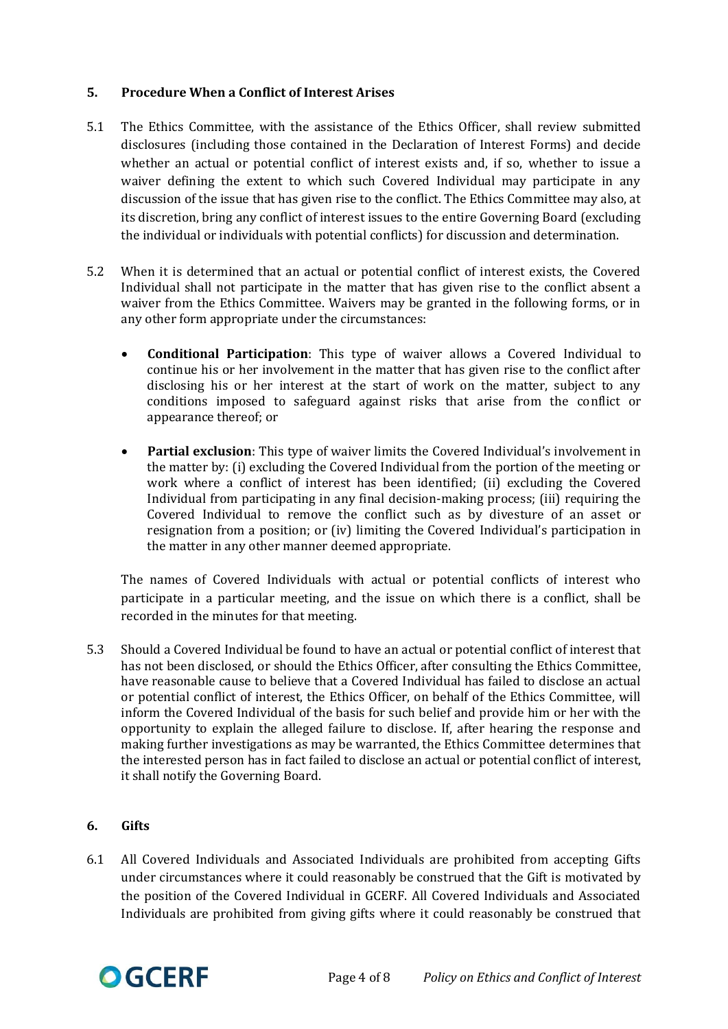## 5. Procedure When a Conflict of Interest Arises

5.1 The Ethics Committee, with the assistance of the Ethics Officer, shall review submitted disclosures (including those contained in the Declaration of Interest Forms) and decide whether an actual or potential conflict of interest exists and, if so, whether to issue a waiver defining the extent to which such Covered Individual may participate in any discussion of the issue that has given rise to the conflict. The Ethics Committee may also, at its discretion, bring any conflict of interest issues to the entire Governing Board (excluding the individual or individuals with potential conflicts) for discussion and determination.

5.2 When it is determined that an actual or potential conflict of interest exists, the Covered Individual shall not participate in the matter that has given rise to the conflict absent a waiver from the Ethics Committee. Waivers may be granted in the following forms, or in any other form appropriate under the circumstances:

- **Conditional Participation**: This type of waiver allows a Covered Individual to continue his or her involvement in the matter that has given rise to the conflict after disclosing his or her interest at the start of work on the matter, subject to any conditions imposed to safeguard against risks that arise from the conflict or appearance thereof; or

- **Partial exclusion**: This type of waiver limits the Covered Individual's involvement in the matter by: (i) excluding the Covered Individual from the portion of the meeting or work where a conflict of interest has been identified; (ii) excluding the Covered Individual from participating in any final decision-making process; (iii) requiring the Covered Individual to remove the conflict such as by divesture of an asset or resignation from a position; or (iv) limiting the Covered Individual's participation in the matter in any other manner deemed appropriate.

The names of Covered Individuals with actual or potential conflicts of interest who participate in a particular meeting, and the issue on which there is a conflict, shall be recorded in the minutes for that meeting.

5.3 Should a Covered Individual be found to have an actual or potential conflict of interest that has not been disclosed, or should the Ethics Officer, after consulting the Ethics Committee, have reasonable cause to believe that a Covered Individual has failed to disclose an actual or potential conflict of interest, the Ethics Officer, on behalf of the Ethics Committee, will inform the Covered Individual of the basis for such belief and provide him or her with the opportunity to explain the alleged failure to disclose. If, after hearing the response and making further investigations as may be warranted, the Ethics Committee determines that the interested person has in fact failed to disclose an actual or potential conflict of interest, it shall notify the Governing Board.

## 6. Gifts

6.1 All Covered Individuals and Associated Individuals are prohibited from accepting Gifts under circumstances where it could reasonably be construed that the Gift is motivated by the position of the Covered Individual in GCERF. All Covered Individuals and Associated Individuals are prohibited from giving gifts where it could reasonably be construed that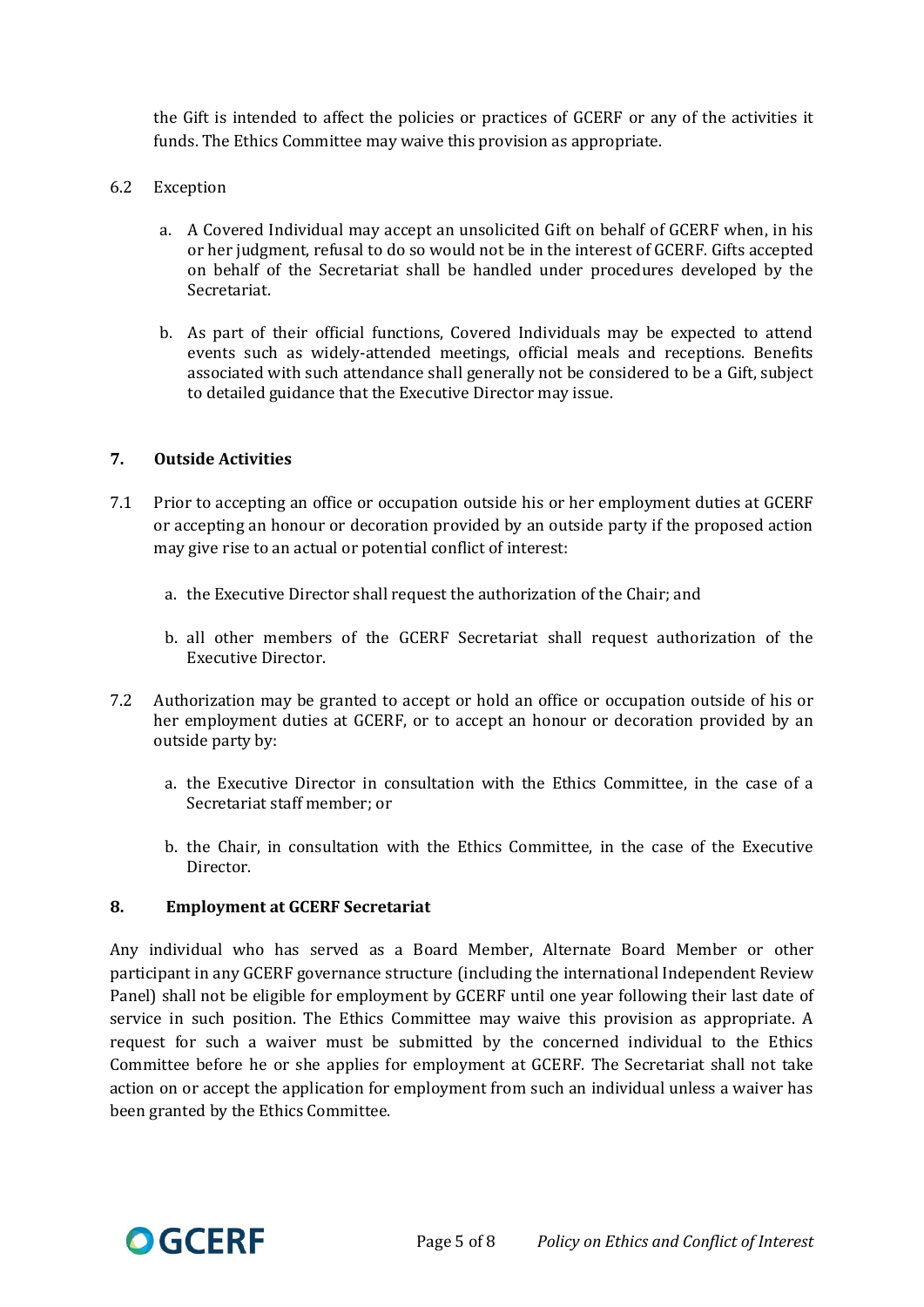the Gift is intended to affect the policies or practices of GCERF or any of the activities it funds. The Ethics Committee may waive this provision as appropriate.

6.2 Exception

a. A Covered Individual may accept an unsolicited Gift on behalf of GCERF when, in his or her judgment, refusal to do so would not be in the interest of GCERF. Gifts accepted on behalf of the Secretariat shall be handled under procedures developed by the Secretariat.

b. As part of their official functions, Covered Individuals may be expected to attend events such as widely-attended meetings, official meals and receptions. Benefits associated with such attendance shall generally not be considered to be a Gift, subject to detailed guidance that the Executive Director may issue.

## 7. Outside Activities

7.1 Prior to accepting an office or occupation outside his or her employment duties at GCERF or accepting an honour or decoration provided by an outside party if the proposed action may give rise to an actual or potential conflict of interest:

a. the Executive Director shall request the authorization of the Chair; and

b. all other members of the GCERF Secretariat shall request authorization of the Executive Director.

7.2 Authorization may be granted to accept or hold an office or occupation outside of his or her employment duties at GCERF, or to accept an honour or decoration provided by an outside party by:

a. the Executive Director in consultation with the Ethics Committee, in the case of a Secretariat staff member; or

b. the Chair, in consultation with the Ethics Committee, in the case of the Executive Director.

## 8. Employment at GCERF Secretariat

Any individual who has served as a Board Member, Alternate Board Member or other participant in any GCERF governance structure (including the international Independent Review Panel) shall not be eligible for employment by GCERF until one year following their last date of service in such position. The Ethics Committee may waive this provision as appropriate. A request for such a waiver must be submitted by the concerned individual to the Ethics Committee before he or she applies for employment at GCERF. The Secretariat shall not take action on or accept the application for employment from such an individual unless a waiver has been granted by the Ethics Committee.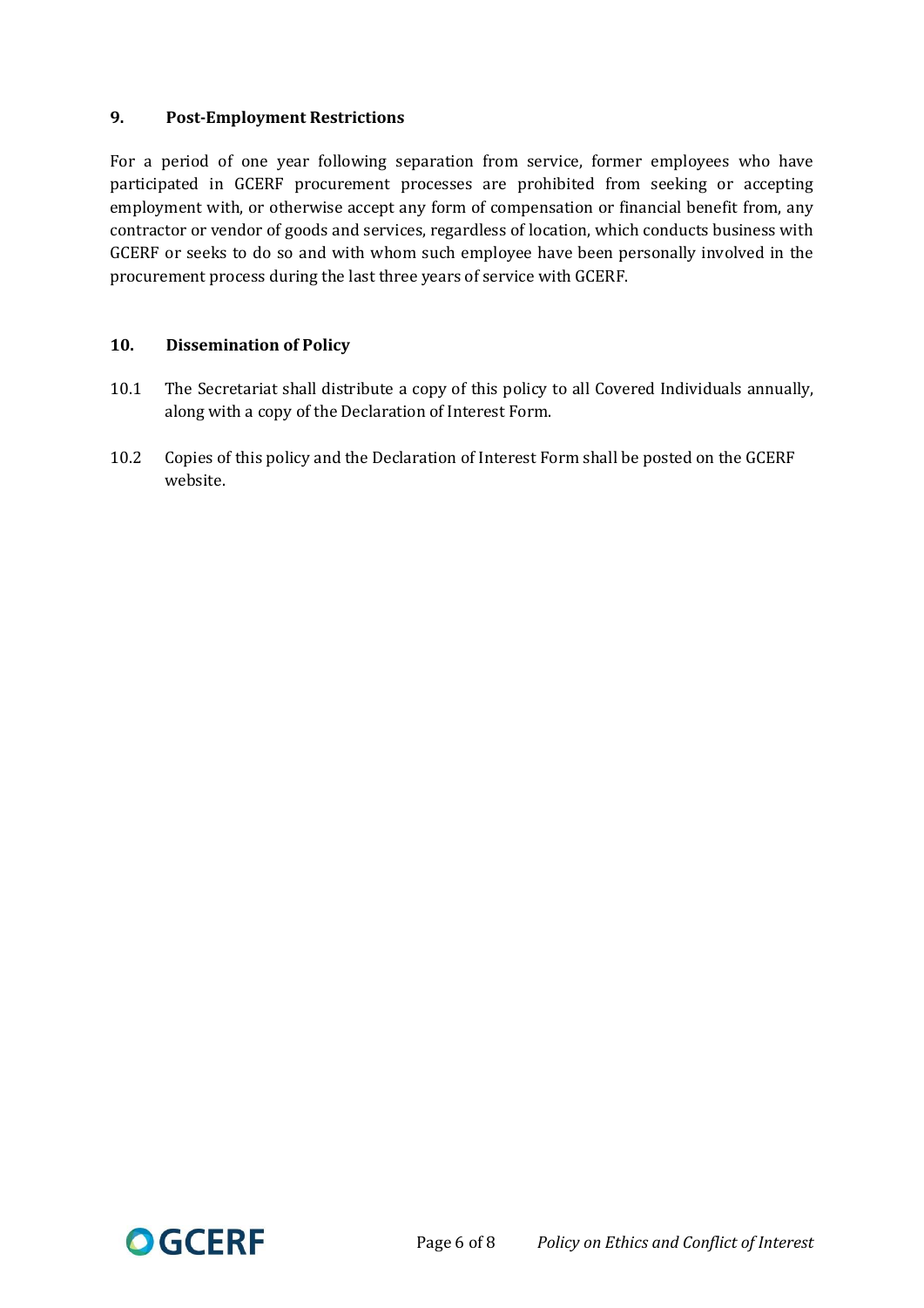## 9. Post-Employment Restrictions

For a period of one year following separation from service, former employees who have participated in GCERF procurement processes are prohibited from seeking or accepting employment with, or otherwise accept any form of compensation or financial benefit from, any contractor or vendor of goods and services, regardless of location, which conducts business with GCERF or seeks to do so and with whom such employee have been personally involved in the procurement process during the last three years of service with GCERF.

## 10. Dissemination of Policy

10.1 The Secretariat shall distribute a copy of this policy to all Covered Individuals annually, along with a copy of the Declaration of Interest Form.

10.2 Copies of this policy and the Declaration of Interest Form shall be posted on the GCERF website.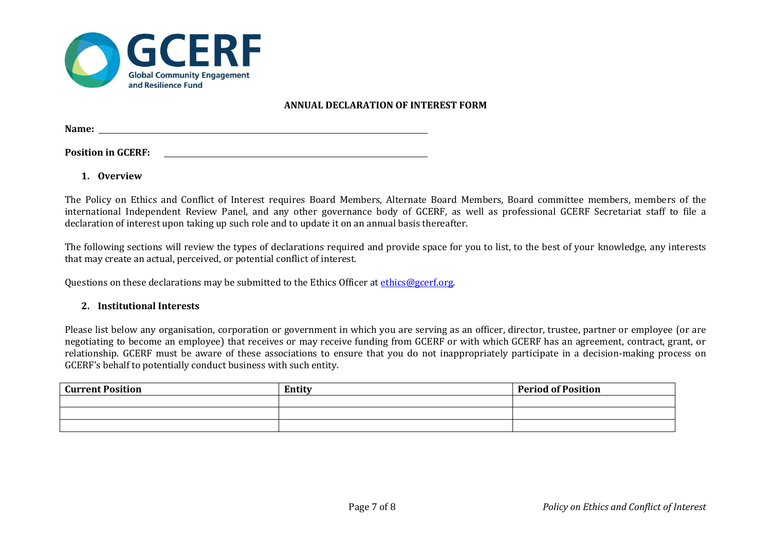**ANNUAL DECLARATION OF INTEREST FORM**

**Name:** ______________________________________________

**Position in GCERF:** ______________________________________

## 1. Overview

The Policy on Ethics and Conflict of Interest requires Board Members, Alternate Board Members, Board committee members, members of the international Independent Review Panel, and any other governance body of GCERF, as well as professional GCERF Secretariat staff to file a declaration of interest upon taking up such role and to update it on an annual basis thereafter.

The following sections will review the types of declarations required and provide space for you to list, to the best of your knowledge, any interests that may create an actual, perceived, or potential conflict of interest.

Questions on these declarations may be submitted to the Ethics Officer at ethics@gcerf.org.

## 2. Institutional Interests

Please list below any organisation, corporation or government in which you are serving as an officer, director, trustee, partner or employee (or are negotiating to become an employee) that receives or may receive funding from GCERF or with which GCERF has an agreement, contract, grant, or relationship. GCERF must be aware of these associations to ensure that you do not inappropriately participate in a decision-making process on GCERF's behalf to potentially conduct business with such entity.

| Current Position | Entity | Period of Position |
| --- | --- | --- |
| | | |
| | | |
| | | |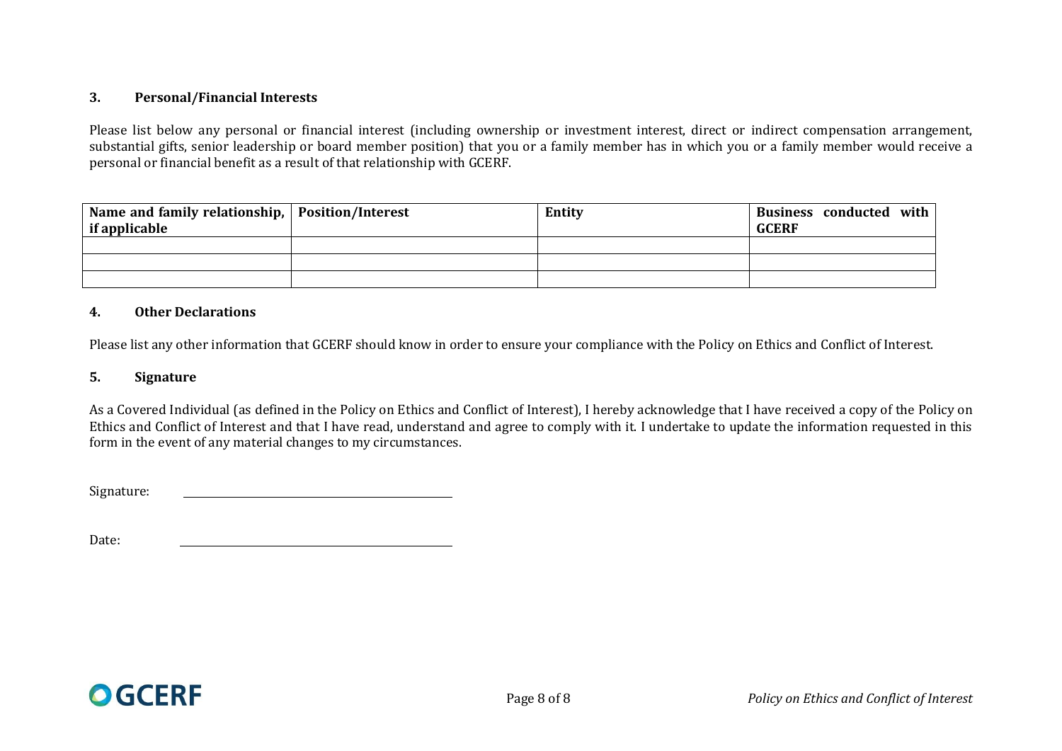### 3. Personal/Financial Interests

Please list below any personal or financial interest (including ownership or investment interest, direct or indirect compensation arrangement, substantial gifts, senior leadership or board member position) that you or a family member has in which you or a family member would receive a personal or financial benefit as a result of that relationship with GCERF.

| Name and family relationship, if applicable | Position/Interest | Entity | Business conducted with GCERF |
|---|---|---|---|
| | | | |
| | | | |
| | | | |

### 4. Other Declarations

Please list any other information that GCERF should know in order to ensure your compliance with the Policy on Ethics and Conflict of Interest.

### 5. Signature

As a Covered Individual (as defined in the Policy on Ethics and Conflict of Interest), I hereby acknowledge that I have received a copy of the Policy on Ethics and Conflict of Interest and that I have read, understand and agree to comply with it. I undertake to update the information requested in this form in the event of any material changes to my circumstances.

Signature: ______________________________

Date: ______________________________